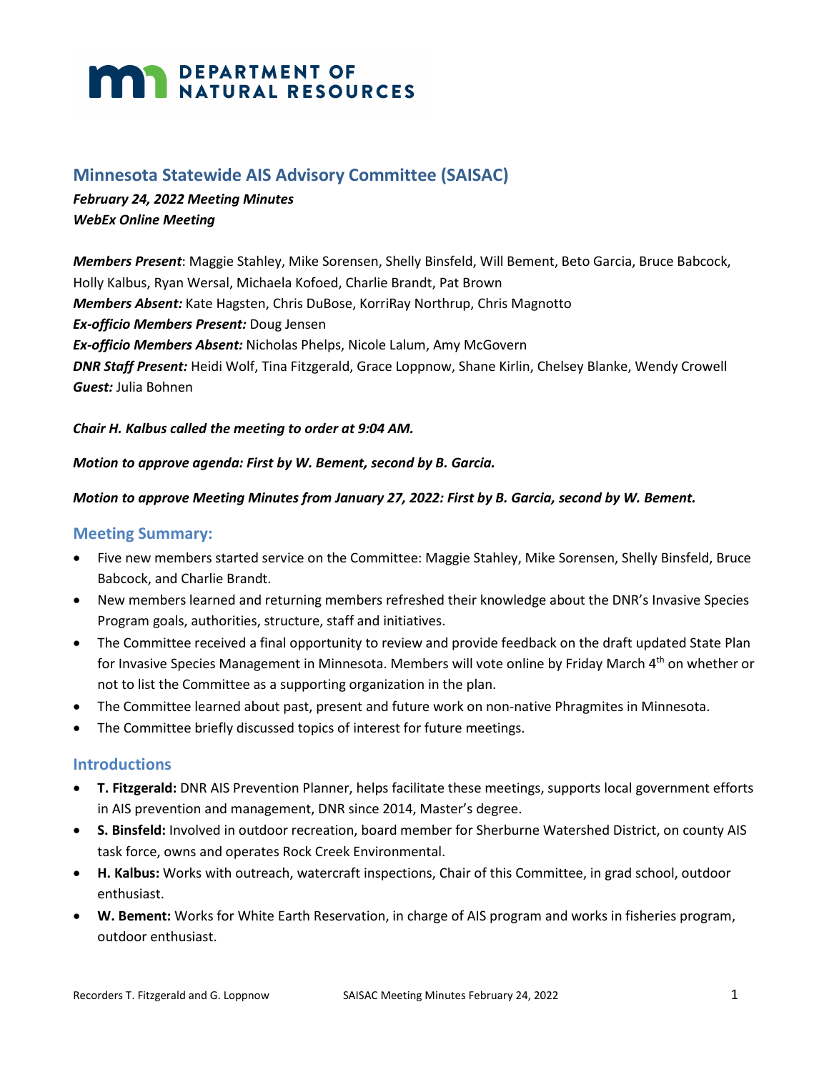**DEPARTMENT OF NATURAL RESOURCES**

## Minnesota Statewide AIS Advisory Committee (SAISAC)

***February 24, 2022 Meeting Minutes***
***WebEx Online Meeting***

***Members Present***: Maggie Stahley, Mike Sorensen, Shelly Binsfeld, Will Bement, Beto Garcia, Bruce Babcock, Holly Kalbus, Ryan Wersal, Michaela Kofoed, Charlie Brandt, Pat Brown
***Members Absent:*** Kate Hagsten, Chris DuBose, KorriRay Northrup, Chris Magnotto
***Ex-officio Members Present:*** Doug Jensen
***Ex-officio Members Absent:*** Nicholas Phelps, Nicole Lalum, Amy McGovern
***DNR Staff Present:*** Heidi Wolf, Tina Fitzgerald, Grace Loppnow, Shane Kirlin, Chelsey Blanke, Wendy Crowell
***Guest:*** Julia Bohnen

***Chair H. Kalbus called the meeting to order at 9:04 AM.***

***Motion to approve agenda: First by W. Bement, second by B. Garcia.***

***Motion to approve Meeting Minutes from January 27, 2022: First by B. Garcia, second by W. Bement.***

### Meeting Summary:

- Five new members started service on the Committee: Maggie Stahley, Mike Sorensen, Shelly Binsfeld, Bruce Babcock, and Charlie Brandt.
- New members learned and returning members refreshed their knowledge about the DNR's Invasive Species Program goals, authorities, structure, staff and initiatives.
- The Committee received a final opportunity to review and provide feedback on the draft updated State Plan for Invasive Species Management in Minnesota. Members will vote online by Friday March 4th on whether or not to list the Committee as a supporting organization in the plan.
- The Committee learned about past, present and future work on non-native Phragmites in Minnesota.
- The Committee briefly discussed topics of interest for future meetings.

### Introductions

- **T. Fitzgerald:** DNR AIS Prevention Planner, helps facilitate these meetings, supports local government efforts in AIS prevention and management, DNR since 2014, Master's degree.
- **S. Binsfeld:** Involved in outdoor recreation, board member for Sherburne Watershed District, on county AIS task force, owns and operates Rock Creek Environmental.
- **H. Kalbus:** Works with outreach, watercraft inspections, Chair of this Committee, in grad school, outdoor enthusiast.
- **W. Bement:** Works for White Earth Reservation, in charge of AIS program and works in fisheries program, outdoor enthusiast.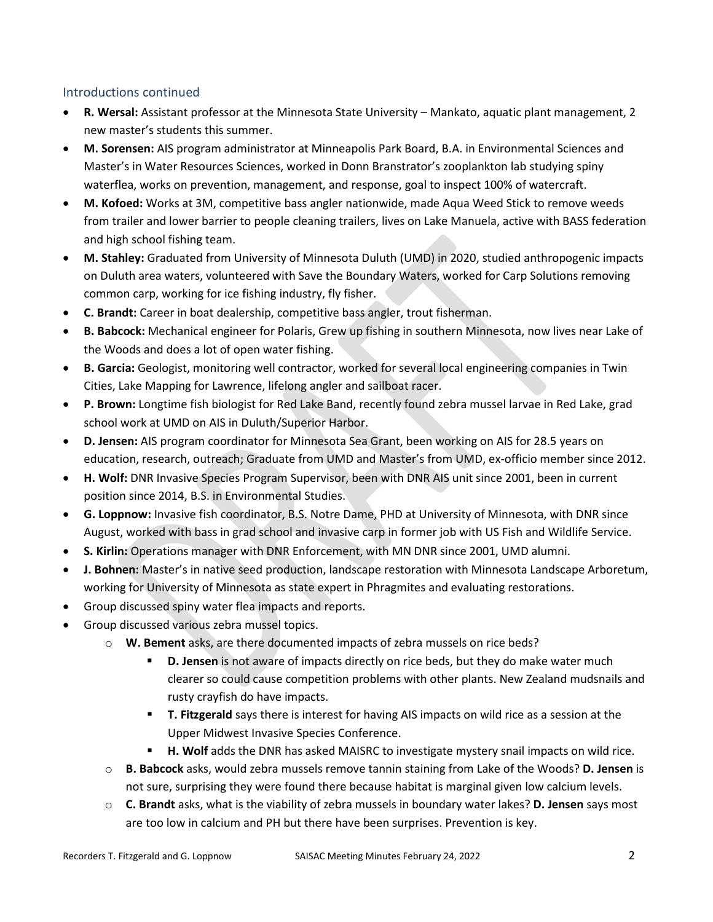## Introductions continued

- **R. Wersal:** Assistant professor at the Minnesota State University – Mankato, aquatic plant management, 2 new master's students this summer.
- **M. Sorensen:** AIS program administrator at Minneapolis Park Board, B.A. in Environmental Sciences and Master's in Water Resources Sciences, worked in Donn Branstrator's zooplankton lab studying spiny waterflea, works on prevention, management, and response, goal to inspect 100% of watercraft.
- **M. Kofoed:** Works at 3M, competitive bass angler nationwide, made Aqua Weed Stick to remove weeds from trailer and lower barrier to people cleaning trailers, lives on Lake Manuela, active with BASS federation and high school fishing team.
- **M. Stahley:** Graduated from University of Minnesota Duluth (UMD) in 2020, studied anthropogenic impacts on Duluth area waters, volunteered with Save the Boundary Waters, worked for Carp Solutions removing common carp, working for ice fishing industry, fly fisher.
- **C. Brandt:** Career in boat dealership, competitive bass angler, trout fisherman.
- **B. Babcock:** Mechanical engineer for Polaris, Grew up fishing in southern Minnesota, now lives near Lake of the Woods and does a lot of open water fishing.
- **B. Garcia:** Geologist, monitoring well contractor, worked for several local engineering companies in Twin Cities, Lake Mapping for Lawrence, lifelong angler and sailboat racer.
- **P. Brown:** Longtime fish biologist for Red Lake Band, recently found zebra mussel larvae in Red Lake, grad school work at UMD on AIS in Duluth/Superior Harbor.
- **D. Jensen:** AIS program coordinator for Minnesota Sea Grant, been working on AIS for 28.5 years on education, research, outreach; Graduate from UMD and Master's from UMD, ex-officio member since 2012.
- **H. Wolf:** DNR Invasive Species Program Supervisor, been with DNR AIS unit since 2001, been in current position since 2014, B.S. in Environmental Studies.
- **G. Loppnow:** Invasive fish coordinator, B.S. Notre Dame, PHD at University of Minnesota, with DNR since August, worked with bass in grad school and invasive carp in former job with US Fish and Wildlife Service.
- **S. Kirlin:** Operations manager with DNR Enforcement, with MN DNR since 2001, UMD alumni.
- **J. Bohnen:** Master's in native seed production, landscape restoration with Minnesota Landscape Arboretum, working for University of Minnesota as state expert in Phragmites and evaluating restorations.
- Group discussed spiny water flea impacts and reports.
- Group discussed various zebra mussel topics.
  - **W. Bement** asks, are there documented impacts of zebra mussels on rice beds?
    - **D. Jensen** is not aware of impacts directly on rice beds, but they do make water much clearer so could cause competition problems with other plants. New Zealand mudsnails and rusty crayfish do have impacts.
    - **T. Fitzgerald** says there is interest for having AIS impacts on wild rice as a session at the Upper Midwest Invasive Species Conference.
    - **H. Wolf** adds the DNR has asked MAISRC to investigate mystery snail impacts on wild rice.
  - **B. Babcock** asks, would zebra mussels remove tannin staining from Lake of the Woods? **D. Jensen** is not sure, surprising they were found there because habitat is marginal given low calcium levels.
  - **C. Brandt** asks, what is the viability of zebra mussels in boundary water lakes? **D. Jensen** says most are too low in calcium and PH but there have been surprises. Prevention is key.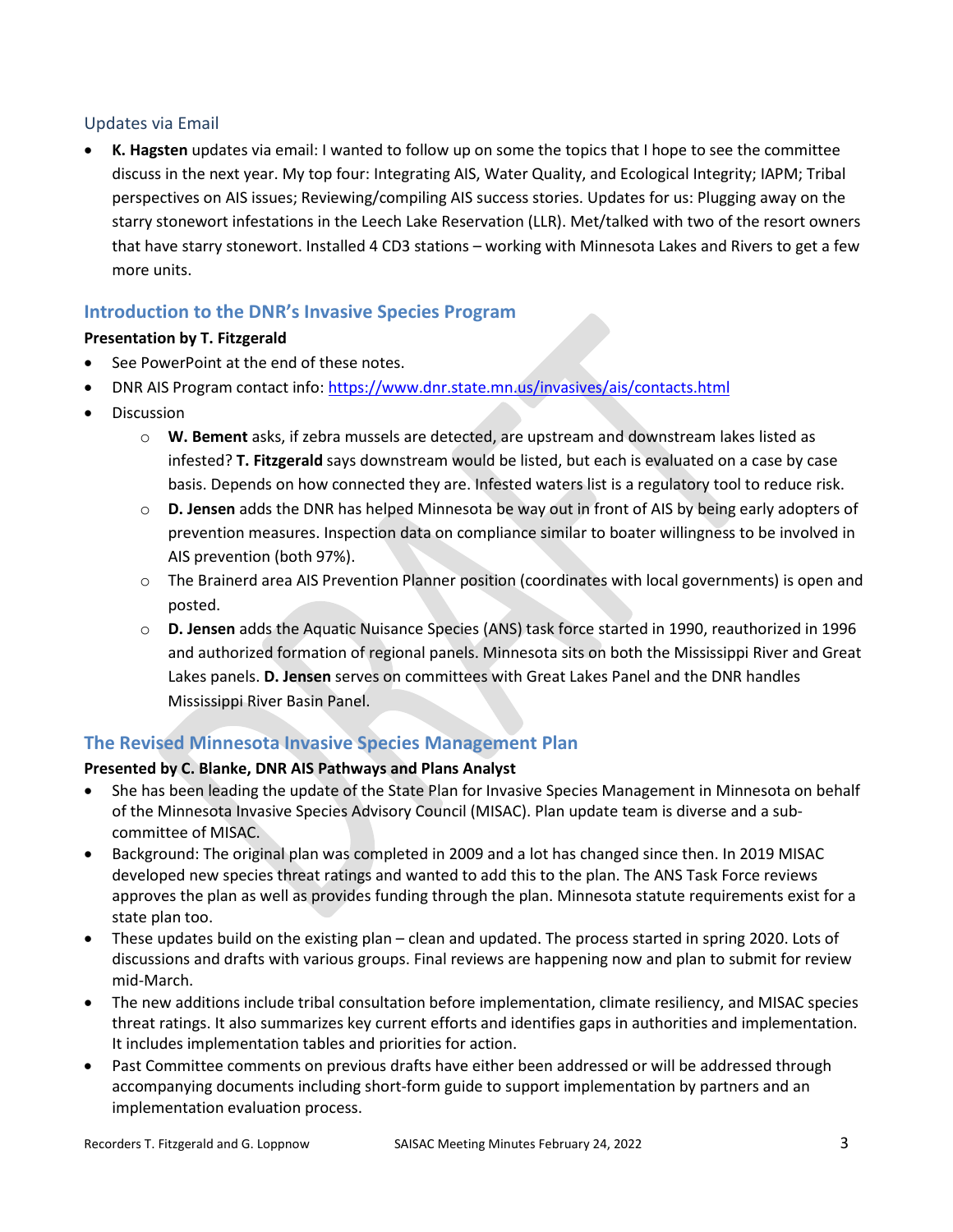### Updates via Email

- **K. Hagsten** updates via email: I wanted to follow up on some the topics that I hope to see the committee discuss in the next year. My top four: Integrating AIS, Water Quality, and Ecological Integrity; IAPM; Tribal perspectives on AIS issues; Reviewing/compiling AIS success stories. Updates for us: Plugging away on the starry stonewort infestations in the Leech Lake Reservation (LLR). Met/talked with two of the resort owners that have starry stonewort. Installed 4 CD3 stations – working with Minnesota Lakes and Rivers to get a few more units.

## Introduction to the DNR's Invasive Species Program

**Presentation by T. Fitzgerald**

- See PowerPoint at the end of these notes.
- DNR AIS Program contact info: https://www.dnr.state.mn.us/invasives/ais/contacts.html
- Discussion
  - **W. Bement** asks, if zebra mussels are detected, are upstream and downstream lakes listed as infested? **T. Fitzgerald** says downstream would be listed, but each is evaluated on a case by case basis. Depends on how connected they are. Infested waters list is a regulatory tool to reduce risk.
  - **D. Jensen** adds the DNR has helped Minnesota be way out in front of AIS by being early adopters of prevention measures. Inspection data on compliance similar to boater willingness to be involved in AIS prevention (both 97%).
  - The Brainerd area AIS Prevention Planner position (coordinates with local governments) is open and posted.
  - **D. Jensen** adds the Aquatic Nuisance Species (ANS) task force started in 1990, reauthorized in 1996 and authorized formation of regional panels. Minnesota sits on both the Mississippi River and Great Lakes panels. **D. Jensen** serves on committees with Great Lakes Panel and the DNR handles Mississippi River Basin Panel.

## The Revised Minnesota Invasive Species Management Plan

**Presented by C. Blanke, DNR AIS Pathways and Plans Analyst**

- She has been leading the update of the State Plan for Invasive Species Management in Minnesota on behalf of the Minnesota Invasive Species Advisory Council (MISAC). Plan update team is diverse and a sub-committee of MISAC.
- Background: The original plan was completed in 2009 and a lot has changed since then. In 2019 MISAC developed new species threat ratings and wanted to add this to the plan. The ANS Task Force reviews approves the plan as well as provides funding through the plan. Minnesota statute requirements exist for a state plan too.
- These updates build on the existing plan – clean and updated. The process started in spring 2020. Lots of discussions and drafts with various groups. Final reviews are happening now and plan to submit for review mid-March.
- The new additions include tribal consultation before implementation, climate resiliency, and MISAC species threat ratings. It also summarizes key current efforts and identifies gaps in authorities and implementation. It includes implementation tables and priorities for action.
- Past Committee comments on previous drafts have either been addressed or will be addressed through accompanying documents including short-form guide to support implementation by partners and an implementation evaluation process.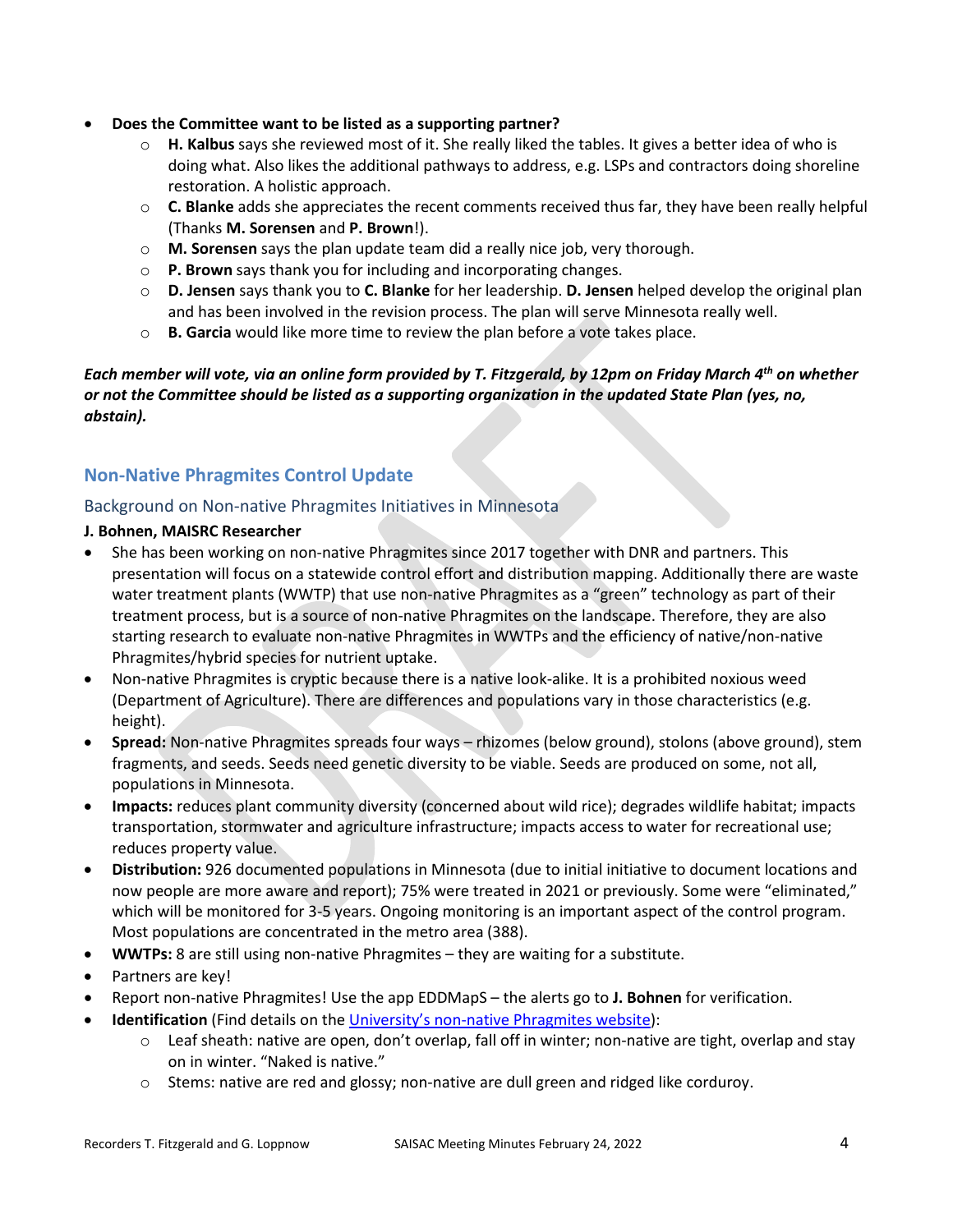- **Does the Committee want to be listed as a supporting partner?**
    - **H. Kalbus** says she reviewed most of it. She really liked the tables. It gives a better idea of who is doing what. Also likes the additional pathways to address, e.g. LSPs and contractors doing shoreline restoration. A holistic approach.
    - **C. Blanke** adds she appreciates the recent comments received thus far, they have been really helpful (Thanks **M. Sorensen** and **P. Brown**!).
    - **M. Sorensen** says the plan update team did a really nice job, very thorough.
    - **P. Brown** says thank you for including and incorporating changes.
    - **D. Jensen** says thank you to **C. Blanke** for her leadership. **D. Jensen** helped develop the original plan and has been involved in the revision process. The plan will serve Minnesota really well.
    - **B. Garcia** would like more time to review the plan before a vote takes place.

***Each member will vote, via an online form provided by T. Fitzgerald, by 12pm on Friday March 4th on whether or not the Committee should be listed as a supporting organization in the updated State Plan (yes, no, abstain).***

## Non-Native Phragmites Control Update

### Background on Non-native Phragmites Initiatives in Minnesota

**J. Bohnen, MAISRC Researcher**

- She has been working on non-native Phragmites since 2017 together with DNR and partners. This presentation will focus on a statewide control effort and distribution mapping. Additionally there are waste water treatment plants (WWTP) that use non-native Phragmites as a "green" technology as part of their treatment process, but is a source of non-native Phragmites on the landscape. Therefore, they are also starting research to evaluate non-native Phragmites in WWTPs and the efficiency of native/non-native Phragmites/hybrid species for nutrient uptake.
- Non-native Phragmites is cryptic because there is a native look-alike. It is a prohibited noxious weed (Department of Agriculture). There are differences and populations vary in those characteristics (e.g. height).
- **Spread:** Non-native Phragmites spreads four ways – rhizomes (below ground), stolons (above ground), stem fragments, and seeds. Seeds need genetic diversity to be viable. Seeds are produced on some, not all, populations in Minnesota.
- **Impacts:** reduces plant community diversity (concerned about wild rice); degrades wildlife habitat; impacts transportation, stormwater and agriculture infrastructure; impacts access to water for recreational use; reduces property value.
- **Distribution:** 926 documented populations in Minnesota (due to initial initiative to document locations and now people are more aware and report); 75% were treated in 2021 or previously. Some were "eliminated," which will be monitored for 3-5 years. Ongoing monitoring is an important aspect of the control program. Most populations are concentrated in the metro area (388).
- **WWTPs:** 8 are still using non-native Phragmites – they are waiting for a substitute.
- Partners are key!
- Report non-native Phragmites! Use the app EDDMapS – the alerts go to **J. Bohnen** for verification.
- **Identification** (Find details on the University's non-native Phragmites website):
    - Leaf sheath: native are open, don't overlap, fall off in winter; non-native are tight, overlap and stay on in winter. "Naked is native."
    - Stems: native are red and glossy; non-native are dull green and ridged like corduroy.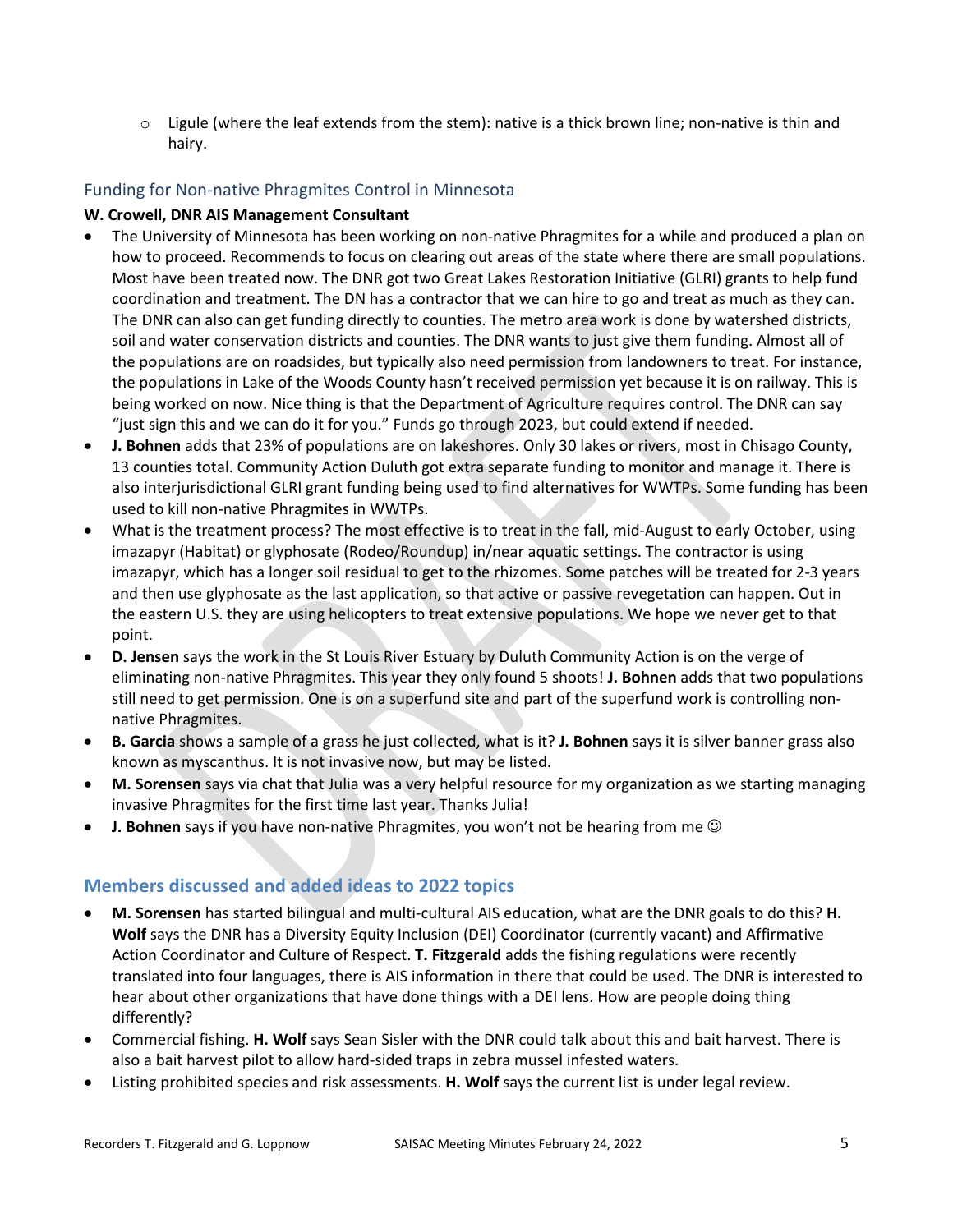- Ligule (where the leaf extends from the stem): native is a thick brown line; non-native is thin and hairy.

### Funding for Non-native Phragmites Control in Minnesota

**W. Crowell, DNR AIS Management Consultant**

- The University of Minnesota has been working on non-native Phragmites for a while and produced a plan on how to proceed. Recommends to focus on clearing out areas of the state where there are small populations. Most have been treated now. The DNR got two Great Lakes Restoration Initiative (GLRI) grants to help fund coordination and treatment. The DN has a contractor that we can hire to go and treat as much as they can. The DNR can also can get funding directly to counties. The metro area work is done by watershed districts, soil and water conservation districts and counties. The DNR wants to just give them funding. Almost all of the populations are on roadsides, but typically also need permission from landowners to treat. For instance, the populations in Lake of the Woods County hasn't received permission yet because it is on railway. This is being worked on now. Nice thing is that the Department of Agriculture requires control. The DNR can say "just sign this and we can do it for you." Funds go through 2023, but could extend if needed.
- **J. Bohnen** adds that 23% of populations are on lakeshores. Only 30 lakes or rivers, most in Chisago County, 13 counties total. Community Action Duluth got extra separate funding to monitor and manage it. There is also interjurisdictional GLRI grant funding being used to find alternatives for WWTPs. Some funding has been used to kill non-native Phragmites in WWTPs.
- What is the treatment process? The most effective is to treat in the fall, mid-August to early October, using imazapyr (Habitat) or glyphosate (Rodeo/Roundup) in/near aquatic settings. The contractor is using imazapyr, which has a longer soil residual to get to the rhizomes. Some patches will be treated for 2-3 years and then use glyphosate as the last application, so that active or passive revegetation can happen. Out in the eastern U.S. they are using helicopters to treat extensive populations. We hope we never get to that point.
- **D. Jensen** says the work in the St Louis River Estuary by Duluth Community Action is on the verge of eliminating non-native Phragmites. This year they only found 5 shoots! **J. Bohnen** adds that two populations still need to get permission. One is on a superfund site and part of the superfund work is controlling non-native Phragmites.
- **B. Garcia** shows a sample of a grass he just collected, what is it? **J. Bohnen** says it is silver banner grass also known as myscanthus. It is not invasive now, but may be listed.
- **M. Sorensen** says via chat that Julia was a very helpful resource for my organization as we starting managing invasive Phragmites for the first time last year. Thanks Julia!
- **J. Bohnen** says if you have non-native Phragmites, you won't not be hearing from me ☺

## Members discussed and added ideas to 2022 topics

- **M. Sorensen** has started bilingual and multi-cultural AIS education, what are the DNR goals to do this? **H. Wolf** says the DNR has a Diversity Equity Inclusion (DEI) Coordinator (currently vacant) and Affirmative Action Coordinator and Culture of Respect. **T. Fitzgerald** adds the fishing regulations were recently translated into four languages, there is AIS information in there that could be used. The DNR is interested to hear about other organizations that have done things with a DEI lens. How are people doing thing differently?
- Commercial fishing. **H. Wolf** says Sean Sisler with the DNR could talk about this and bait harvest. There is also a bait harvest pilot to allow hard-sided traps in zebra mussel infested waters.
- Listing prohibited species and risk assessments. **H. Wolf** says the current list is under legal review.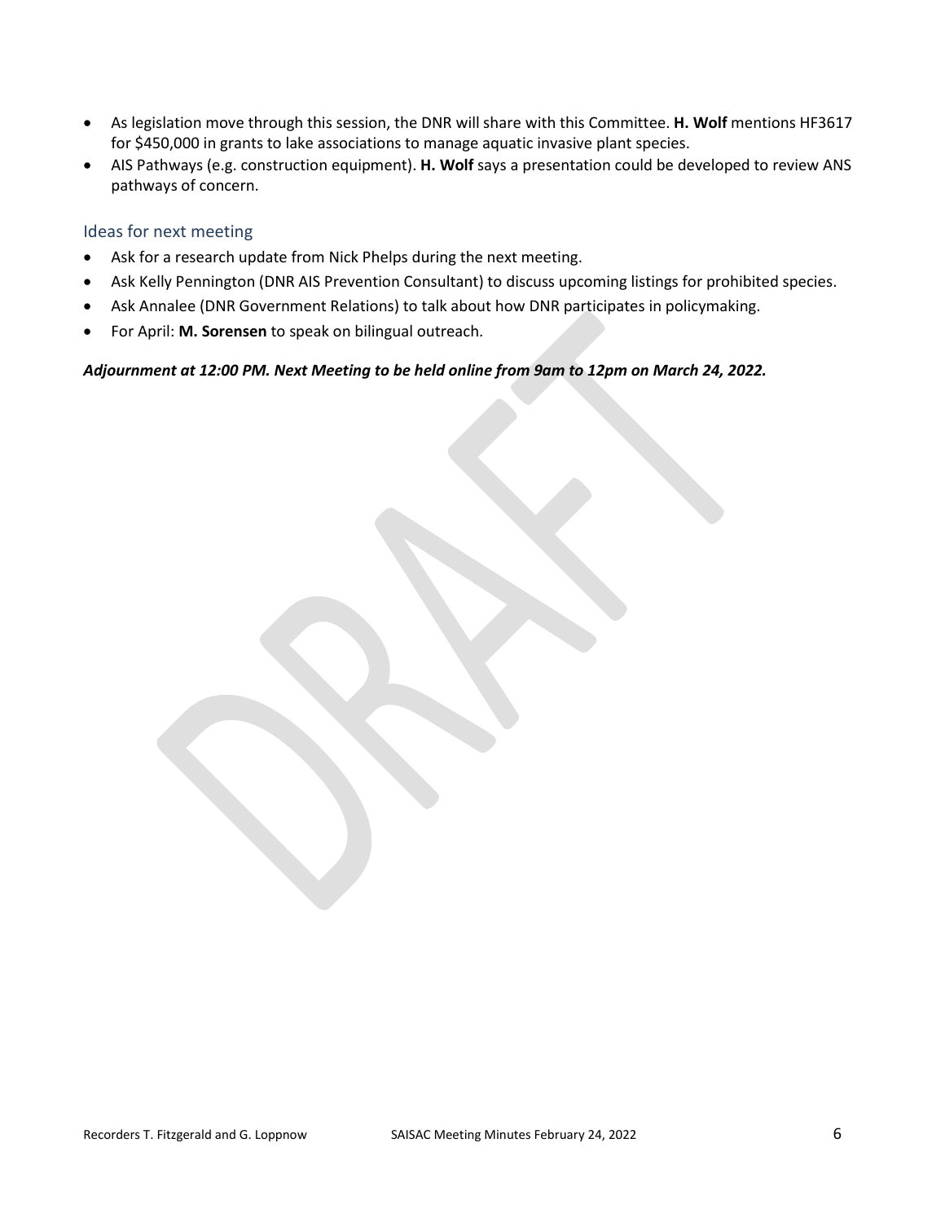- As legislation move through this session, the DNR will share with this Committee. **H. Wolf** mentions HF3617 for $450,000 in grants to lake associations to manage aquatic invasive plant species.
- AIS Pathways (e.g. construction equipment). **H. Wolf** says a presentation could be developed to review ANS pathways of concern.

## Ideas for next meeting

- Ask for a research update from Nick Phelps during the next meeting.
- Ask Kelly Pennington (DNR AIS Prevention Consultant) to discuss upcoming listings for prohibited species.
- Ask Annalee (DNR Government Relations) to talk about how DNR participates in policymaking.
- For April: **M. Sorensen** to speak on bilingual outreach.

***Adjournment at 12:00 PM. Next Meeting to be held online from 9am to 12pm on March 24, 2022.***